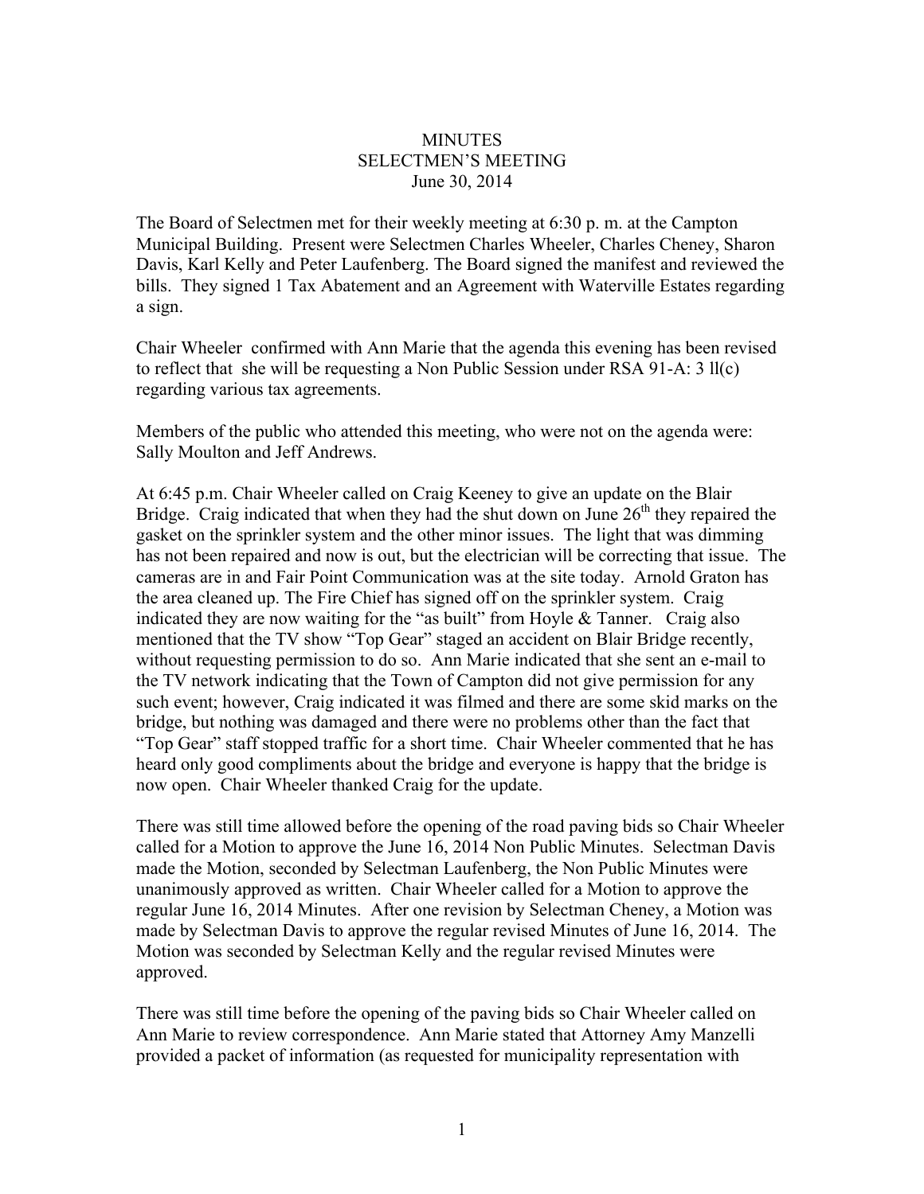MINUTES
SELECTMEN'S MEETING
June 30, 2014

The Board of Selectmen met for their weekly meeting at 6:30 p. m. at the Campton Municipal Building. Present were Selectmen Charles Wheeler, Charles Cheney, Sharon Davis, Karl Kelly and Peter Laufenberg. The Board signed the manifest and reviewed the bills. They signed 1 Tax Abatement and an Agreement with Waterville Estates regarding a sign.

Chair Wheeler confirmed with Ann Marie that the agenda this evening has been revised to reflect that she will be requesting a Non Public Session under RSA 91-A: 3 ll(c) regarding various tax agreements.

Members of the public who attended this meeting, who were not on the agenda were: Sally Moulton and Jeff Andrews.

At 6:45 p.m. Chair Wheeler called on Craig Keeney to give an update on the Blair Bridge. Craig indicated that when they had the shut down on June 26th they repaired the gasket on the sprinkler system and the other minor issues. The light that was dimming has not been repaired and now is out, but the electrician will be correcting that issue. The cameras are in and Fair Point Communication was at the site today. Arnold Graton has the area cleaned up. The Fire Chief has signed off on the sprinkler system. Craig indicated they are now waiting for the "as built" from Hoyle & Tanner. Craig also mentioned that the TV show "Top Gear" staged an accident on Blair Bridge recently, without requesting permission to do so. Ann Marie indicated that she sent an e-mail to the TV network indicating that the Town of Campton did not give permission for any such event; however, Craig indicated it was filmed and there are some skid marks on the bridge, but nothing was damaged and there were no problems other than the fact that "Top Gear" staff stopped traffic for a short time. Chair Wheeler commented that he has heard only good compliments about the bridge and everyone is happy that the bridge is now open. Chair Wheeler thanked Craig for the update.

There was still time allowed before the opening of the road paving bids so Chair Wheeler called for a Motion to approve the June 16, 2014 Non Public Minutes. Selectman Davis made the Motion, seconded by Selectman Laufenberg, the Non Public Minutes were unanimously approved as written. Chair Wheeler called for a Motion to approve the regular June 16, 2014 Minutes. After one revision by Selectman Cheney, a Motion was made by Selectman Davis to approve the regular revised Minutes of June 16, 2014. The Motion was seconded by Selectman Kelly and the regular revised Minutes were approved.

There was still time before the opening of the paving bids so Chair Wheeler called on Ann Marie to review correspondence. Ann Marie stated that Attorney Amy Manzelli provided a packet of information (as requested for municipality representation with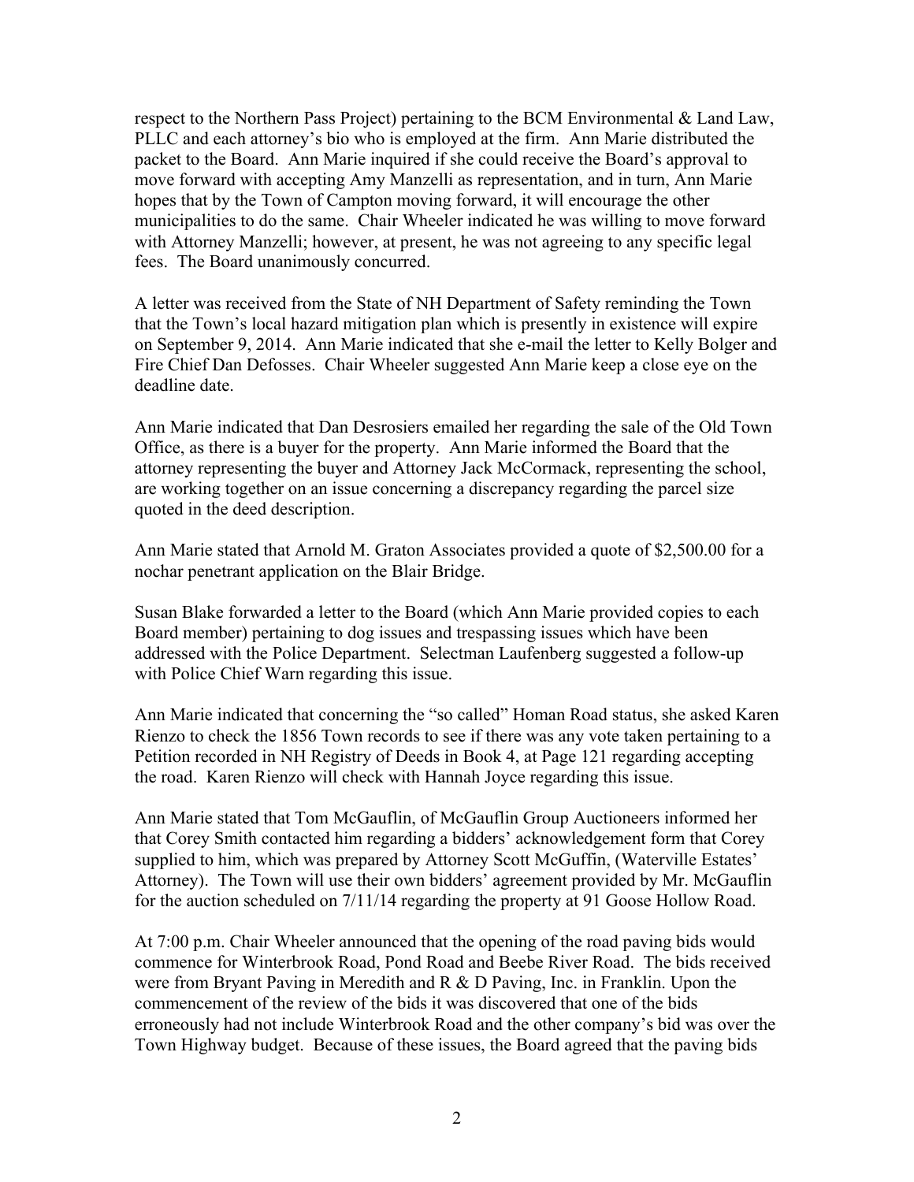respect to the Northern Pass Project) pertaining to the BCM Environmental & Land Law, PLLC and each attorney's bio who is employed at the firm. Ann Marie distributed the packet to the Board. Ann Marie inquired if she could receive the Board's approval to move forward with accepting Amy Manzelli as representation, and in turn, Ann Marie hopes that by the Town of Campton moving forward, it will encourage the other municipalities to do the same. Chair Wheeler indicated he was willing to move forward with Attorney Manzelli; however, at present, he was not agreeing to any specific legal fees. The Board unanimously concurred.

A letter was received from the State of NH Department of Safety reminding the Town that the Town's local hazard mitigation plan which is presently in existence will expire on September 9, 2014. Ann Marie indicated that she e-mail the letter to Kelly Bolger and Fire Chief Dan Defosses. Chair Wheeler suggested Ann Marie keep a close eye on the deadline date.

Ann Marie indicated that Dan Desrosiers emailed her regarding the sale of the Old Town Office, as there is a buyer for the property. Ann Marie informed the Board that the attorney representing the buyer and Attorney Jack McCormack, representing the school, are working together on an issue concerning a discrepancy regarding the parcel size quoted in the deed description.

Ann Marie stated that Arnold M. Graton Associates provided a quote of $2,500.00 for a nochar penetrant application on the Blair Bridge.

Susan Blake forwarded a letter to the Board (which Ann Marie provided copies to each Board member) pertaining to dog issues and trespassing issues which have been addressed with the Police Department. Selectman Laufenberg suggested a follow-up with Police Chief Warn regarding this issue.

Ann Marie indicated that concerning the "so called" Homan Road status, she asked Karen Rienzo to check the 1856 Town records to see if there was any vote taken pertaining to a Petition recorded in NH Registry of Deeds in Book 4, at Page 121 regarding accepting the road. Karen Rienzo will check with Hannah Joyce regarding this issue.

Ann Marie stated that Tom McGauflin, of McGauflin Group Auctioneers informed her that Corey Smith contacted him regarding a bidders' acknowledgement form that Corey supplied to him, which was prepared by Attorney Scott McGuffin, (Waterville Estates' Attorney). The Town will use their own bidders' agreement provided by Mr. McGauflin for the auction scheduled on 7/11/14 regarding the property at 91 Goose Hollow Road.

At 7:00 p.m. Chair Wheeler announced that the opening of the road paving bids would commence for Winterbrook Road, Pond Road and Beebe River Road. The bids received were from Bryant Paving in Meredith and R & D Paving, Inc. in Franklin. Upon the commencement of the review of the bids it was discovered that one of the bids erroneously had not include Winterbrook Road and the other company's bid was over the Town Highway budget. Because of these issues, the Board agreed that the paving bids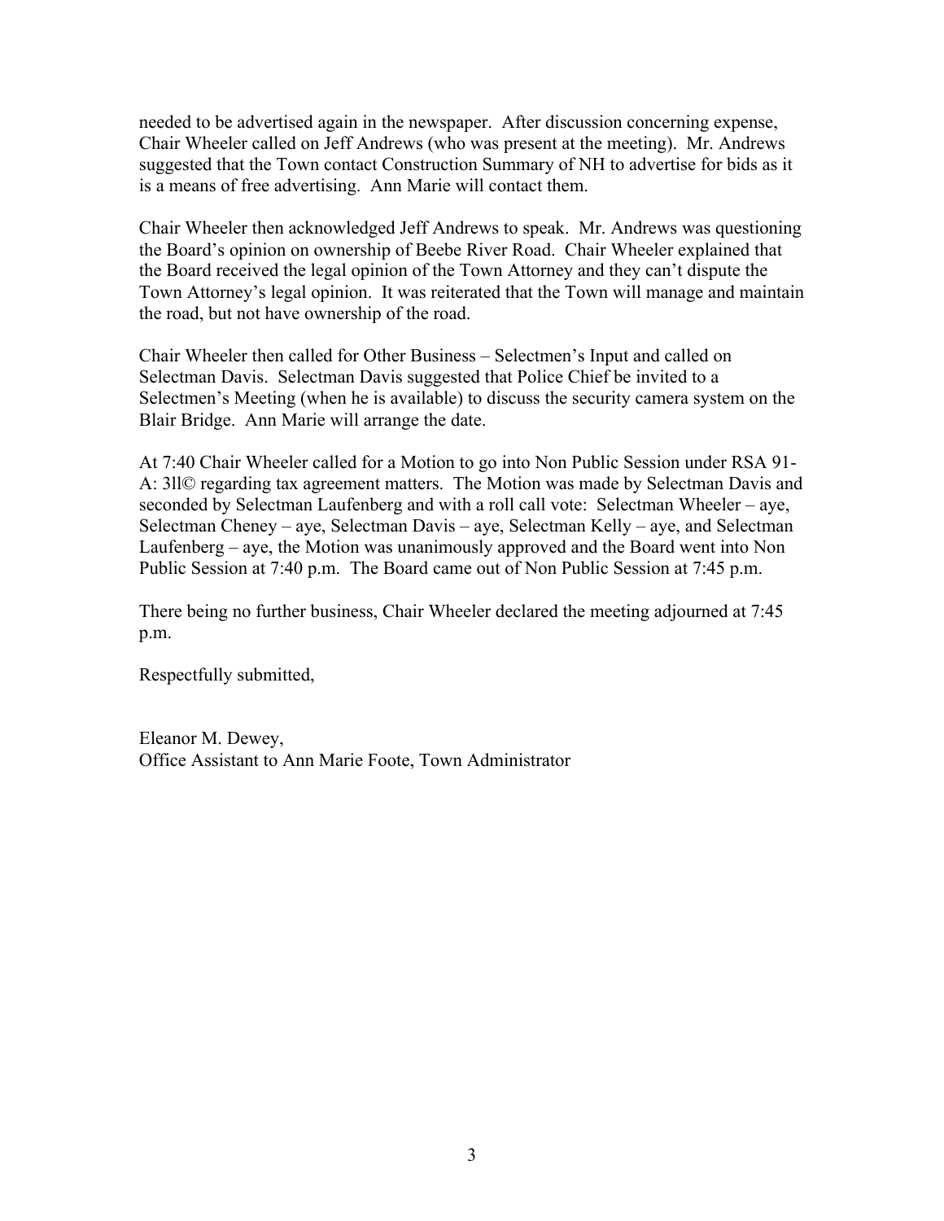needed to be advertised again in the newspaper. After discussion concerning expense, Chair Wheeler called on Jeff Andrews (who was present at the meeting). Mr. Andrews suggested that the Town contact Construction Summary of NH to advertise for bids as it is a means of free advertising. Ann Marie will contact them.

Chair Wheeler then acknowledged Jeff Andrews to speak. Mr. Andrews was questioning the Board's opinion on ownership of Beebe River Road. Chair Wheeler explained that the Board received the legal opinion of the Town Attorney and they can't dispute the Town Attorney's legal opinion. It was reiterated that the Town will manage and maintain the road, but not have ownership of the road.

Chair Wheeler then called for Other Business – Selectmen's Input and called on Selectman Davis. Selectman Davis suggested that Police Chief be invited to a Selectmen's Meeting (when he is available) to discuss the security camera system on the Blair Bridge. Ann Marie will arrange the date.

At 7:40 Chair Wheeler called for a Motion to go into Non Public Session under RSA 91-A: 3ll© regarding tax agreement matters. The Motion was made by Selectman Davis and seconded by Selectman Laufenberg and with a roll call vote: Selectman Wheeler – aye, Selectman Cheney – aye, Selectman Davis – aye, Selectman Kelly – aye, and Selectman Laufenberg – aye, the Motion was unanimously approved and the Board went into Non Public Session at 7:40 p.m. The Board came out of Non Public Session at 7:45 p.m.

There being no further business, Chair Wheeler declared the meeting adjourned at 7:45 p.m.

Respectfully submitted,

Eleanor M. Dewey,
Office Assistant to Ann Marie Foote, Town Administrator